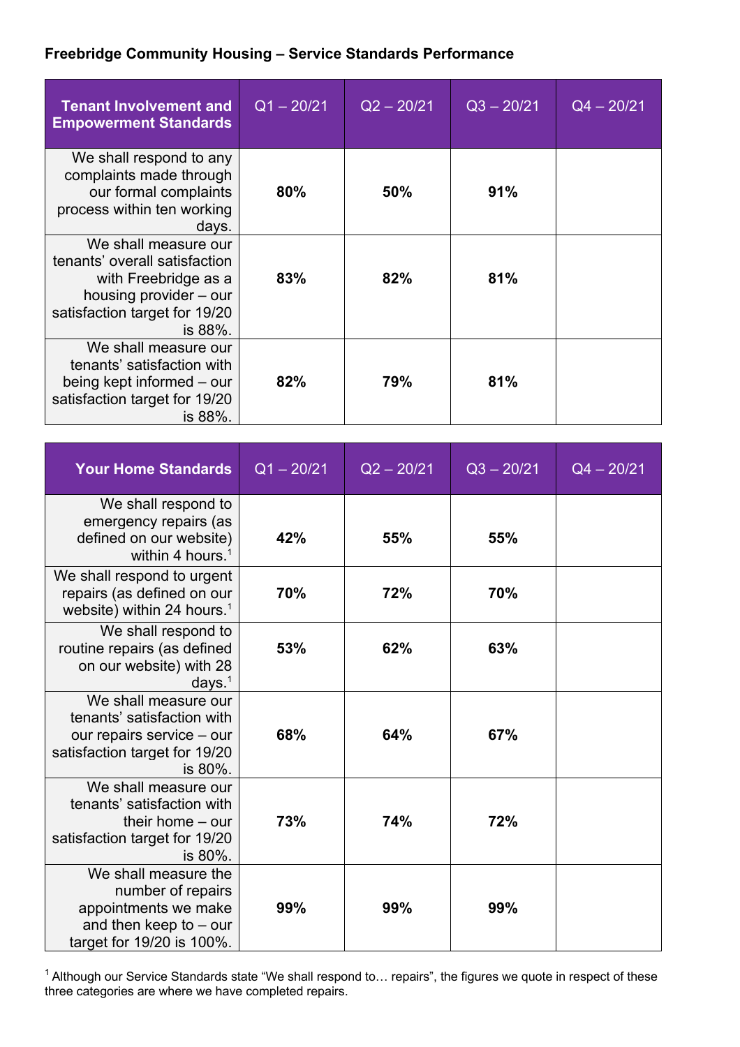**Freebridge Community Housing – Service Standards Performance**

| Tenant Involvement and Empowerment Standards | Q1 – 20/21 | Q2 – 20/21 | Q3 – 20/21 | Q4 – 20/21 |
|---|---|---|---|---|
| We shall respond to any complaints made through our formal complaints process within ten working days. | **80%** | **50%** | **91%** | |
| We shall measure our tenants' overall satisfaction with Freebridge as a housing provider – our satisfaction target for 19/20 is 88%. | **83%** | **82%** | **81%** | |
| We shall measure our tenants' satisfaction with being kept informed – our satisfaction target for 19/20 is 88%. | **82%** | **79%** | **81%** | |

| Your Home Standards | Q1 – 20/21 | Q2 – 20/21 | Q3 – 20/21 | Q4 – 20/21 |
|---|---|---|---|---|
| We shall respond to emergency repairs (as defined on our website) within 4 hours.[1] | **42%** | **55%** | **55%** | |
| We shall respond to urgent repairs (as defined on our website) within 24 hours.[1] | **70%** | **72%** | **70%** | |
| We shall respond to routine repairs (as defined on our website) with 28 days.[1] | **53%** | **62%** | **63%** | |
| We shall measure our tenants' satisfaction with our repairs service – our satisfaction target for 19/20 is 80%. | **68%** | **64%** | **67%** | |
| We shall measure our tenants' satisfaction with their home – our satisfaction target for 19/20 is 80%. | **73%** | **74%** | **72%** | |
| We shall measure the number of repairs appointments we make and then keep to – our target for 19/20 is 100%. | **99%** | **99%** | **99%** | |

[1] Although our Service Standards state "We shall respond to… repairs", the figures we quote in respect of these three categories are where we have completed repairs.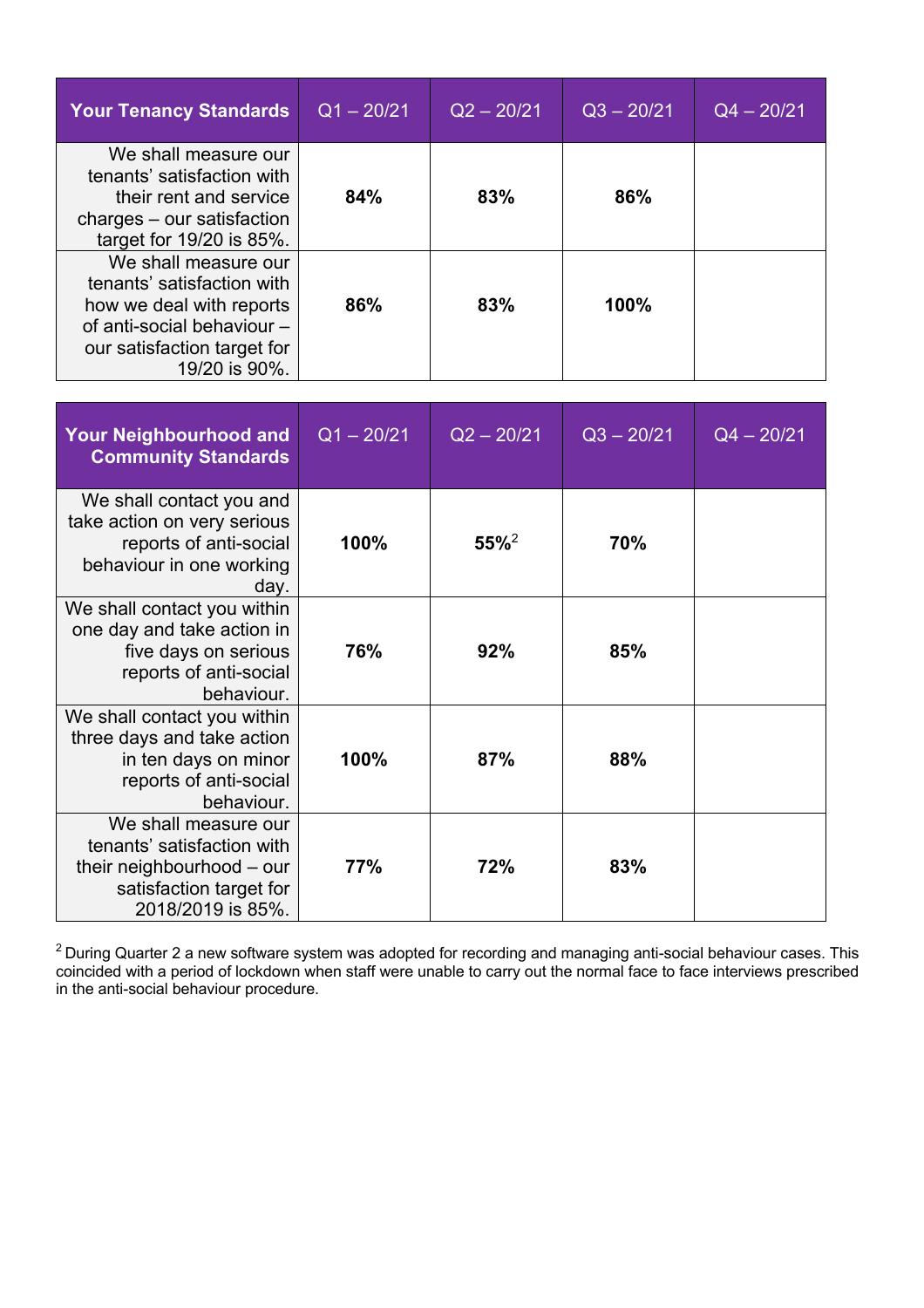| **Your Tenancy Standards** | Q1 – 20/21 | Q2 – 20/21 | Q3 – 20/21 | Q4 – 20/21 |
|---|---|---|---|---|
| We shall measure our tenants' satisfaction with their rent and service charges – our satisfaction target for 19/20 is 85%. | **84%** | **83%** | **86%** | |
| We shall measure our tenants' satisfaction with how we deal with reports of anti-social behaviour – our satisfaction target for 19/20 is 90%. | **86%** | **83%** | **100%** | |

| **Your Neighbourhood and Community Standards** | Q1 – 20/21 | Q2 – 20/21 | Q3 – 20/21 | Q4 – 20/21 |
|---|---|---|---|---|
| We shall contact you and take action on very serious reports of anti-social behaviour in one working day. | **100%** | **55%**[2] | **70%** | |
| We shall contact you within one day and take action in five days on serious reports of anti-social behaviour. | **76%** | **92%** | **85%** | |
| We shall contact you within three days and take action in ten days on minor reports of anti-social behaviour. | **100%** | **87%** | **88%** | |
| We shall measure our tenants' satisfaction with their neighbourhood – our satisfaction target for 2018/2019 is 85%. | **77%** | **72%** | **83%** | |

[2] During Quarter 2 a new software system was adopted for recording and managing anti-social behaviour cases. This coincided with a period of lockdown when staff were unable to carry out the normal face to face interviews prescribed in the anti-social behaviour procedure.